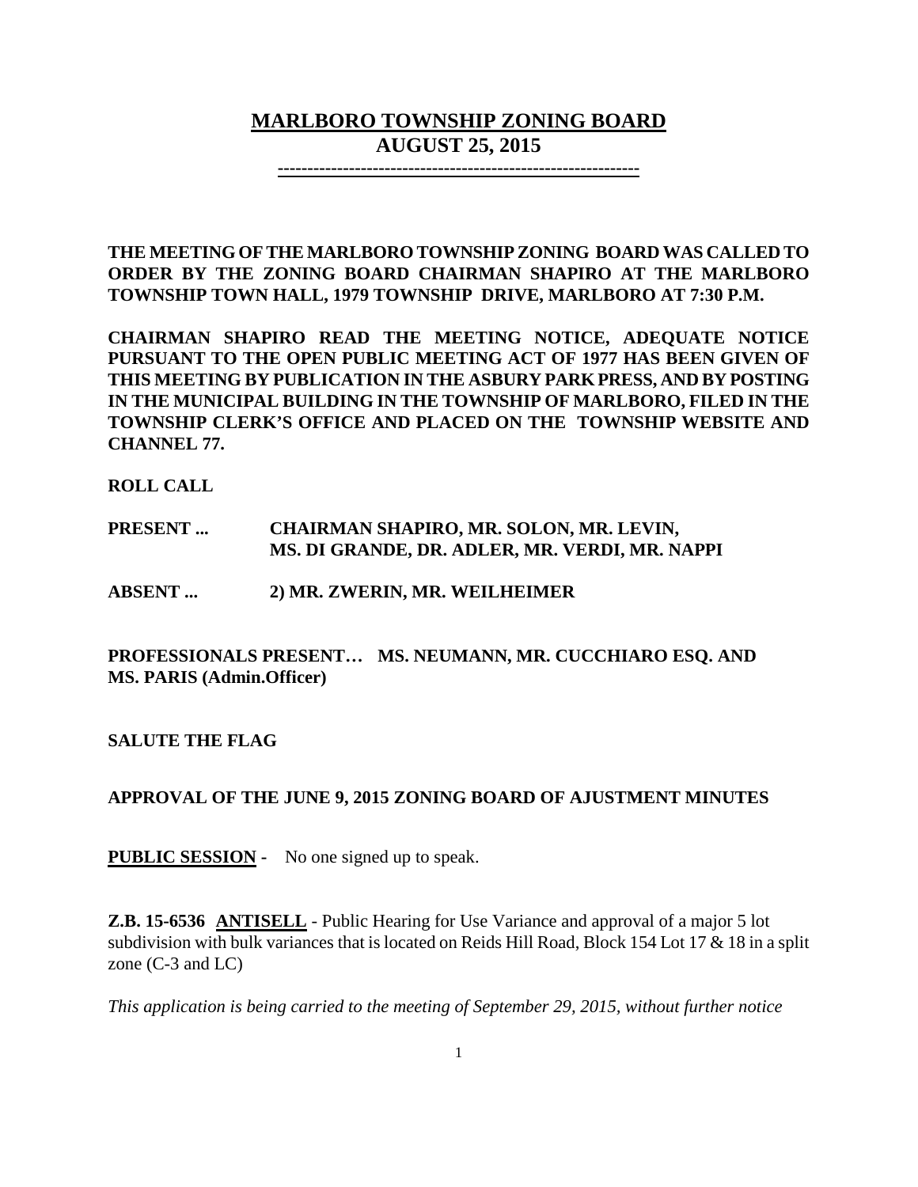# MARLBORO TOWNSHIP ZONING BOARD
## AUGUST 25, 2015

-----------------------------------------------------------

**THE MEETING OF THE MARLBORO TOWNSHIP ZONING BOARD WAS CALLED TO ORDER BY THE ZONING BOARD CHAIRMAN SHAPIRO AT THE MARLBORO TOWNSHIP TOWN HALL, 1979 TOWNSHIP DRIVE, MARLBORO AT 7:30 P.M.**

**CHAIRMAN SHAPIRO READ THE MEETING NOTICE, ADEQUATE NOTICE PURSUANT TO THE OPEN PUBLIC MEETING ACT OF 1977 HAS BEEN GIVEN OF THIS MEETING BY PUBLICATION IN THE ASBURY PARK PRESS, AND BY POSTING IN THE MUNICIPAL BUILDING IN THE TOWNSHIP OF MARLBORO, FILED IN THE TOWNSHIP CLERK'S OFFICE AND PLACED ON THE TOWNSHIP WEBSITE AND CHANNEL 77.**

**ROLL CALL**

**PRESENT ...** **CHAIRMAN SHAPIRO, MR. SOLON, MR. LEVIN, MS. DI GRANDE, DR. ADLER, MR. VERDI, MR. NAPPI**

**ABSENT ...** **2) MR. ZWERIN, MR. WEILHEIMER**

**PROFESSIONALS PRESENT… MS. NEUMANN, MR. CUCCHIARO ESQ. AND MS. PARIS (Admin.Officer)**

**SALUTE THE FLAG**

**APPROVAL OF THE JUNE 9, 2015 ZONING BOARD OF AJUSTMENT MINUTES**

**PUBLIC SESSION -** No one signed up to speak.

**Z.B. 15-6536 ANTISELL** - Public Hearing for Use Variance and approval of a major 5 lot subdivision with bulk variances that is located on Reids Hill Road, Block 154 Lot 17 & 18 in a split zone (C-3 and LC)

*This application is being carried to the meeting of September 29, 2015, without further notice*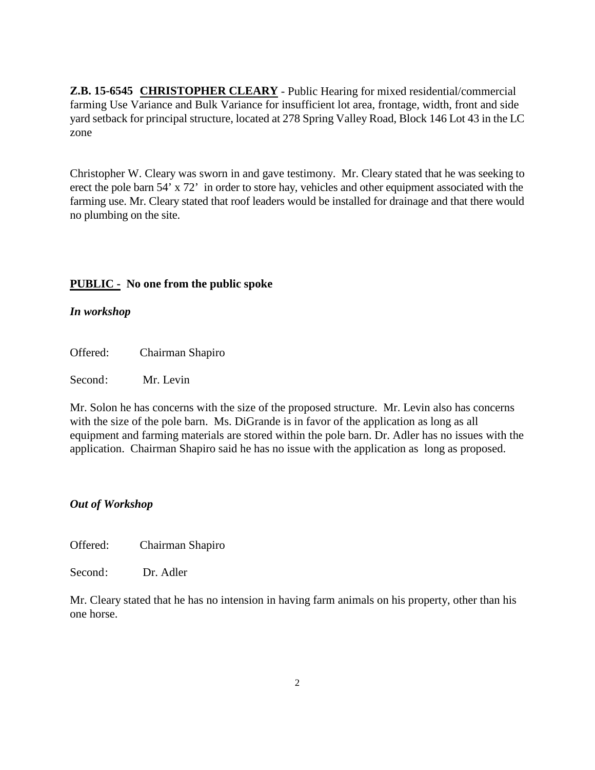**Z.B. 15-6545** **<u>CHRISTOPHER CLEARY</u>** - Public Hearing for mixed residential/commercial farming Use Variance and Bulk Variance for insufficient lot area, frontage, width, front and side yard setback for principal structure, located at 278 Spring Valley Road, Block 146 Lot 43 in the LC zone

Christopher W. Cleary was sworn in and gave testimony. Mr. Cleary stated that he was seeking to erect the pole barn 54' x 72' in order to store hay, vehicles and other equipment associated with the farming use. Mr. Cleary stated that roof leaders would be installed for drainage and that there would no plumbing on the site.

**<u>PUBLIC -</u> No one from the public spoke**

***In workshop***

Offered: Chairman Shapiro

Second: Mr. Levin

Mr. Solon he has concerns with the size of the proposed structure. Mr. Levin also has concerns with the size of the pole barn. Ms. DiGrande is in favor of the application as long as all equipment and farming materials are stored within the pole barn. Dr. Adler has no issues with the application. Chairman Shapiro said he has no issue with the application as long as proposed.

***Out of Workshop***

Offered: Chairman Shapiro

Second: Dr. Adler

Mr. Cleary stated that he has no intension in having farm animals on his property, other than his one horse.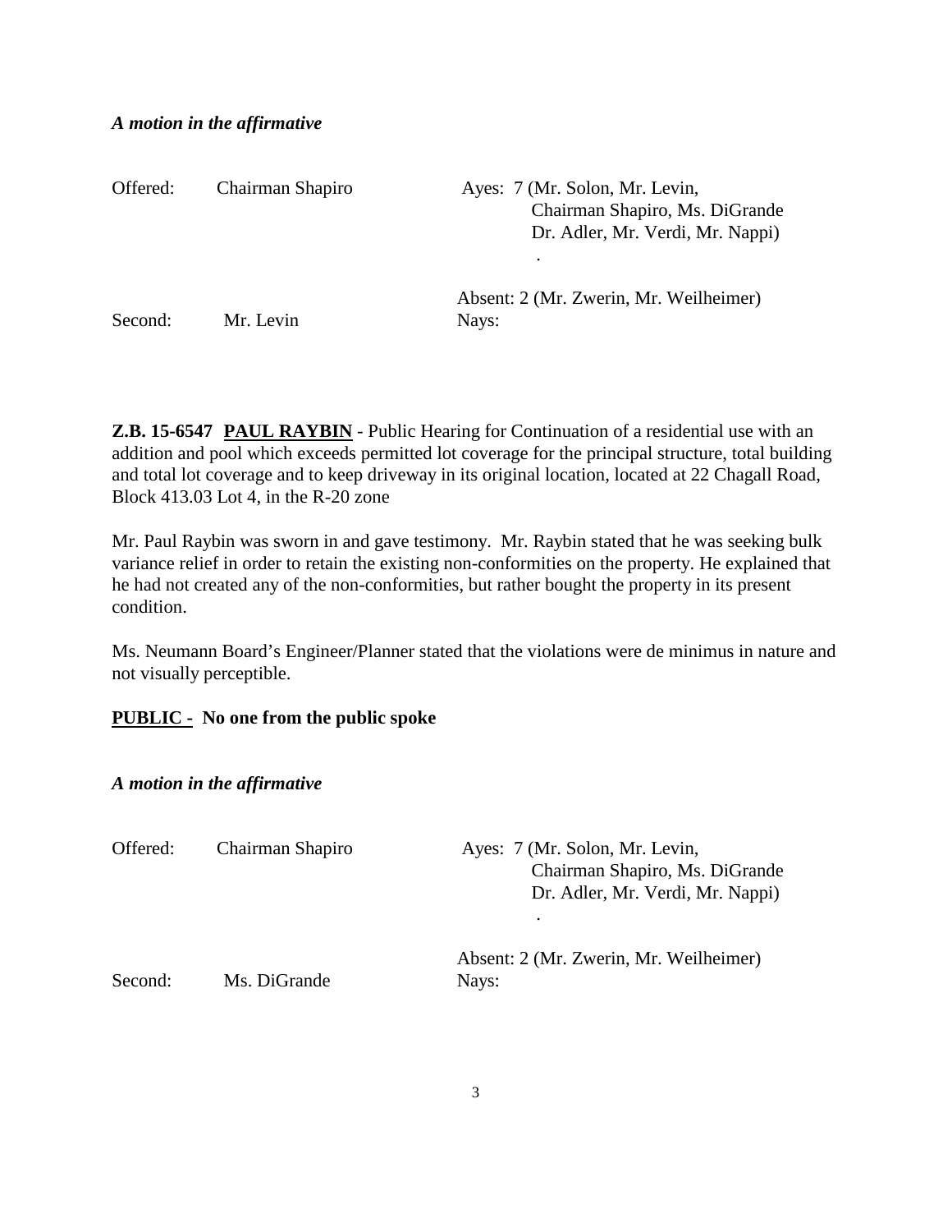***A motion in the affirmative***

| | | |
|---|---|---|
| Offered: | Chairman Shapiro | Ayes: 7 (Mr. Solon, Mr. Levin, Chairman Shapiro, Ms. DiGrande Dr. Adler, Mr. Verdi, Mr. Nappi) . |
| | | Absent: 2 (Mr. Zwerin, Mr. Weilheimer) |
| Second: | Mr. Levin | Nays: |

**Z.B. 15-6547** **<u>PAUL RAYBIN</u>** - Public Hearing for Continuation of a residential use with an addition and pool which exceeds permitted lot coverage for the principal structure, total building and total lot coverage and to keep driveway in its original location, located at 22 Chagall Road, Block 413.03 Lot 4, in the R-20 zone

Mr. Paul Raybin was sworn in and gave testimony. Mr. Raybin stated that he was seeking bulk variance relief in order to retain the existing non-conformities on the property. He explained that he had not created any of the non-conformities, but rather bought the property in its present condition.

Ms. Neumann Board's Engineer/Planner stated that the violations were de minimus in nature and not visually perceptible.

**<u>PUBLIC -</u> No one from the public spoke**

***A motion in the affirmative***

| | | |
|---|---|---|
| Offered: | Chairman Shapiro | Ayes: 7 (Mr. Solon, Mr. Levin, Chairman Shapiro, Ms. DiGrande Dr. Adler, Mr. Verdi, Mr. Nappi) . |
| | | Absent: 2 (Mr. Zwerin, Mr. Weilheimer) |
| Second: | Ms. DiGrande | Nays: |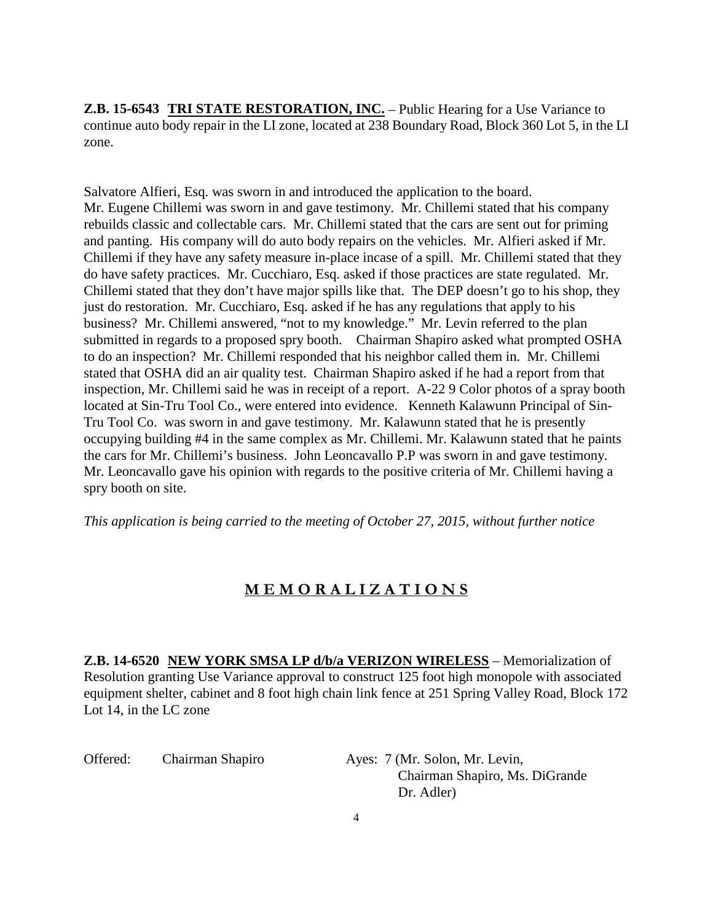**Z.B. 15-6543 TRI STATE RESTORATION, INC.** – Public Hearing for a Use Variance to continue auto body repair in the LI zone, located at 238 Boundary Road, Block 360 Lot 5, in the LI zone.

Salvatore Alfieri, Esq. was sworn in and introduced the application to the board. Mr. Eugene Chillemi was sworn in and gave testimony. Mr. Chillemi stated that his company rebuilds classic and collectable cars. Mr. Chillemi stated that the cars are sent out for priming and panting. His company will do auto body repairs on the vehicles. Mr. Alfieri asked if Mr. Chillemi if they have any safety measure in-place incase of a spill. Mr. Chillemi stated that they do have safety practices. Mr. Cucchiaro, Esq. asked if those practices are state regulated. Mr. Chillemi stated that they don't have major spills like that. The DEP doesn't go to his shop, they just do restoration. Mr. Cucchiaro, Esq. asked if he has any regulations that apply to his business? Mr. Chillemi answered, "not to my knowledge." Mr. Levin referred to the plan submitted in regards to a proposed spry booth. Chairman Shapiro asked what prompted OSHA to do an inspection? Mr. Chillemi responded that his neighbor called them in. Mr. Chillemi stated that OSHA did an air quality test. Chairman Shapiro asked if he had a report from that inspection, Mr. Chillemi said he was in receipt of a report. A-22 9 Color photos of a spray booth located at Sin-Tru Tool Co., were entered into evidence. Kenneth Kalawunn Principal of Sin-Tru Tool Co. was sworn in and gave testimony. Mr. Kalawunn stated that he is presently occupying building #4 in the same complex as Mr. Chillemi. Mr. Kalawunn stated that he paints the cars for Mr. Chillemi's business. John Leoncavallo P.P was sworn in and gave testimony. Mr. Leoncavallo gave his opinion with regards to the positive criteria of Mr. Chillemi having a spry booth on site.

*This application is being carried to the meeting of October 27, 2015, without further notice*

## M E M O R A L I Z A T I O N S

**Z.B. 14-6520 NEW YORK SMSA LP d/b/a VERIZON WIRELESS** – Memorialization of Resolution granting Use Variance approval to construct 125 foot high monopole with associated equipment shelter, cabinet and 8 foot high chain link fence at 251 Spring Valley Road, Block 172 Lot 14, in the LC zone

Offered: Chairman Shapiro

Ayes: 7 (Mr. Solon, Mr. Levin, Chairman Shapiro, Ms. DiGrande Dr. Adler)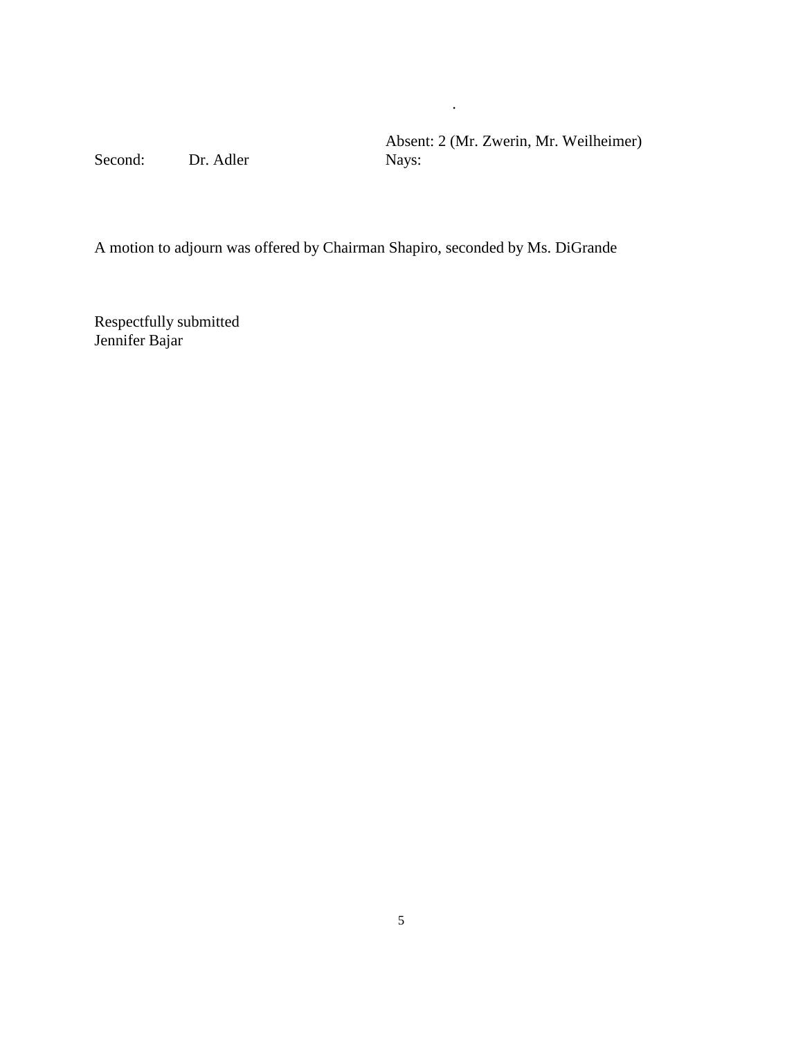.

| | | |
|---|---|---|
| | | Absent: 2 (Mr. Zwerin, Mr. Weilheimer) |
| Second: | Dr. Adler | Nays: |

A motion to adjourn was offered by Chairman Shapiro, seconded by Ms. DiGrande

Respectfully submitted
Jennifer Bajar